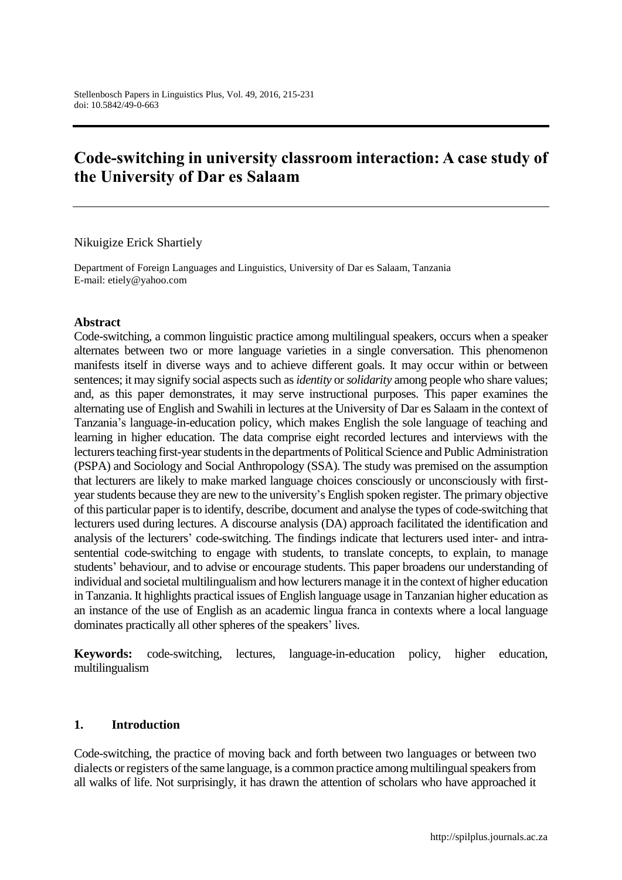# Code-switching in university classroom interaction: A case study of the University of Dar es Salaam

Nikuigize Erick Shartiely

Department of Foreign Languages and Linguistics, University of Dar es Salaam, Tanzania
E-mail: etiely@yahoo.com

## Abstract

Code-switching, a common linguistic practice among multilingual speakers, occurs when a speaker alternates between two or more language varieties in a single conversation. This phenomenon manifests itself in diverse ways and to achieve different goals. It may occur within or between sentences; it may signify social aspects such as *identity* or *solidarity* among people who share values; and, as this paper demonstrates, it may serve instructional purposes. This paper examines the alternating use of English and Swahili in lectures at the University of Dar es Salaam in the context of Tanzania's language-in-education policy, which makes English the sole language of teaching and learning in higher education. The data comprise eight recorded lectures and interviews with the lecturers teaching first-year students in the departments of Political Science and Public Administration (PSPA) and Sociology and Social Anthropology (SSA). The study was premised on the assumption that lecturers are likely to make marked language choices consciously or unconsciously with first-year students because they are new to the university's English spoken register. The primary objective of this particular paper is to identify, describe, document and analyse the types of code-switching that lecturers used during lectures. A discourse analysis (DA) approach facilitated the identification and analysis of the lecturers' code-switching. The findings indicate that lecturers used inter- and intra-sentential code-switching to engage with students, to translate concepts, to explain, to manage students' behaviour, and to advise or encourage students. This paper broadens our understanding of individual and societal multilingualism and how lecturers manage it in the context of higher education in Tanzania. It highlights practical issues of English language usage in Tanzanian higher education as an instance of the use of English as an academic lingua franca in contexts where a local language dominates practically all other spheres of the speakers' lives.

**Keywords:** code-switching, lectures, language-in-education policy, higher education, multilingualism

## 1. Introduction

Code-switching, the practice of moving back and forth between two languages or between two dialects or registers of the same language, is a common practice among multilingual speakers from all walks of life. Not surprisingly, it has drawn the attention of scholars who have approached it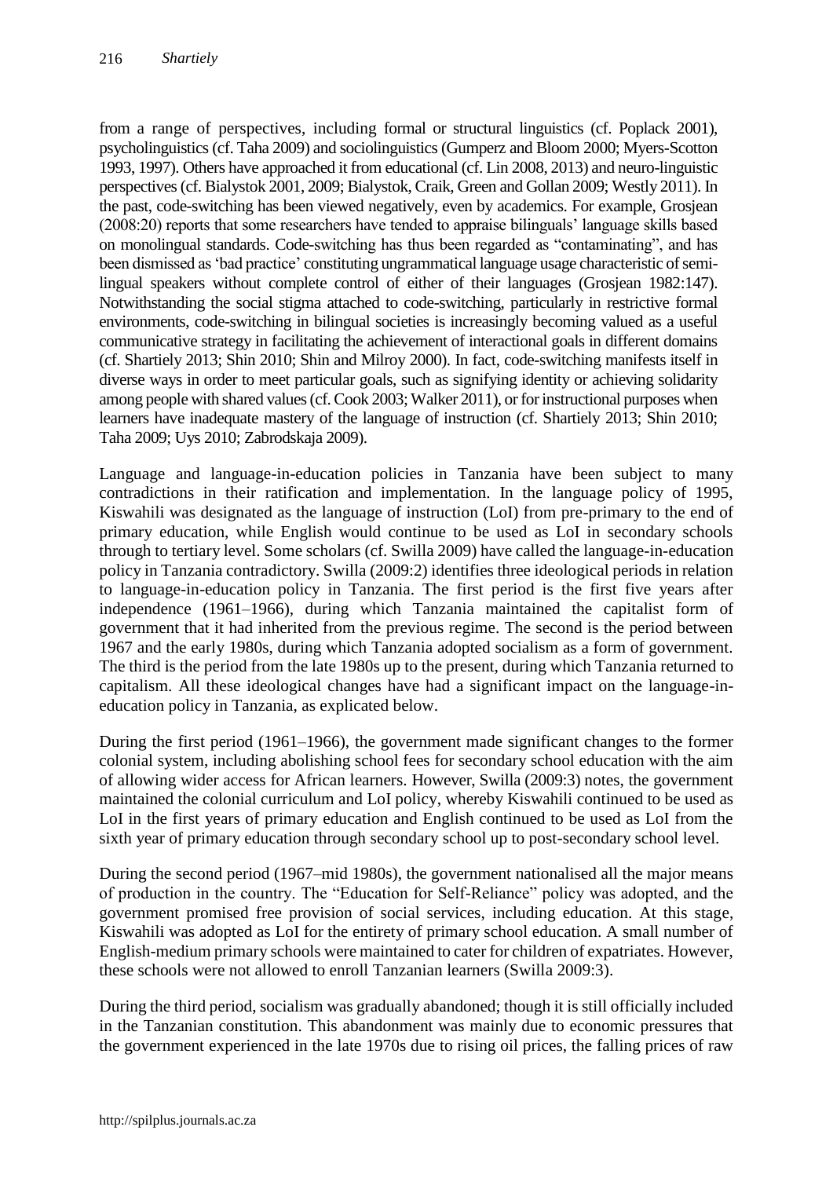from a range of perspectives, including formal or structural linguistics (cf. Poplack 2001), psycholinguistics (cf. Taha 2009) and sociolinguistics (Gumperz and Bloom 2000; Myers-Scotton 1993, 1997). Others have approached it from educational (cf. Lin 2008, 2013) and neuro-linguistic perspectives (cf. Bialystok 2001, 2009; Bialystok, Craik, Green and Gollan 2009; Westly 2011). In the past, code-switching has been viewed negatively, even by academics. For example, Grosjean (2008:20) reports that some researchers have tended to appraise bilinguals' language skills based on monolingual standards. Code-switching has thus been regarded as "contaminating", and has been dismissed as 'bad practice' constituting ungrammatical language usage characteristic of semi-lingual speakers without complete control of either of their languages (Grosjean 1982:147). Notwithstanding the social stigma attached to code-switching, particularly in restrictive formal environments, code-switching in bilingual societies is increasingly becoming valued as a useful communicative strategy in facilitating the achievement of interactional goals in different domains (cf. Shartiely 2013; Shin 2010; Shin and Milroy 2000). In fact, code-switching manifests itself in diverse ways in order to meet particular goals, such as signifying identity or achieving solidarity among people with shared values (cf. Cook 2003; Walker 2011), or for instructional purposes when learners have inadequate mastery of the language of instruction (cf. Shartiely 2013; Shin 2010; Taha 2009; Uys 2010; Zabrodskaja 2009).

Language and language-in-education policies in Tanzania have been subject to many contradictions in their ratification and implementation. In the language policy of 1995, Kiswahili was designated as the language of instruction (LoI) from pre-primary to the end of primary education, while English would continue to be used as LoI in secondary schools through to tertiary level. Some scholars (cf. Swilla 2009) have called the language-in-education policy in Tanzania contradictory. Swilla (2009:2) identifies three ideological periods in relation to language-in-education policy in Tanzania. The first period is the first five years after independence (1961–1966), during which Tanzania maintained the capitalist form of government that it had inherited from the previous regime. The second is the period between 1967 and the early 1980s, during which Tanzania adopted socialism as a form of government. The third is the period from the late 1980s up to the present, during which Tanzania returned to capitalism. All these ideological changes have had a significant impact on the language-in-education policy in Tanzania, as explicated below.

During the first period (1961–1966), the government made significant changes to the former colonial system, including abolishing school fees for secondary school education with the aim of allowing wider access for African learners. However, Swilla (2009:3) notes, the government maintained the colonial curriculum and LoI policy, whereby Kiswahili continued to be used as LoI in the first years of primary education and English continued to be used as LoI from the sixth year of primary education through secondary school up to post-secondary school level.

During the second period (1967–mid 1980s), the government nationalised all the major means of production in the country. The "Education for Self-Reliance" policy was adopted, and the government promised free provision of social services, including education. At this stage, Kiswahili was adopted as LoI for the entirety of primary school education. A small number of English-medium primary schools were maintained to cater for children of expatriates. However, these schools were not allowed to enroll Tanzanian learners (Swilla 2009:3).

During the third period, socialism was gradually abandoned; though it is still officially included in the Tanzanian constitution. This abandonment was mainly due to economic pressures that the government experienced in the late 1970s due to rising oil prices, the falling prices of raw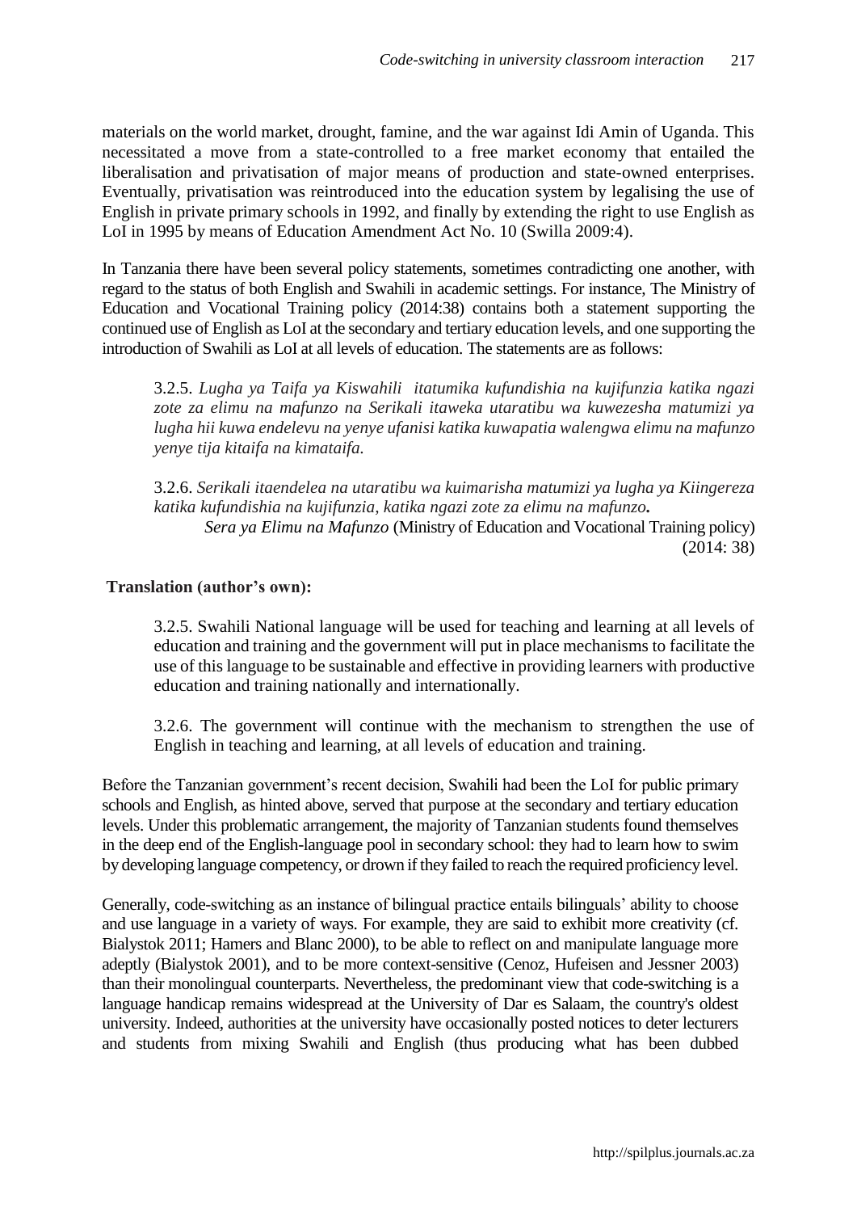materials on the world market, drought, famine, and the war against Idi Amin of Uganda. This necessitated a move from a state-controlled to a free market economy that entailed the liberalisation and privatisation of major means of production and state-owned enterprises. Eventually, privatisation was reintroduced into the education system by legalising the use of English in private primary schools in 1992, and finally by extending the right to use English as LoI in 1995 by means of Education Amendment Act No. 10 (Swilla 2009:4).

In Tanzania there have been several policy statements, sometimes contradicting one another, with regard to the status of both English and Swahili in academic settings. For instance, The Ministry of Education and Vocational Training policy (2014:38) contains both a statement supporting the continued use of English as LoI at the secondary and tertiary education levels, and one supporting the introduction of Swahili as LoI at all levels of education. The statements are as follows:

> 3.2.5. *Lugha ya Taifa ya Kiswahili itatumika kufundishia na kujifunzia katika ngazi zote za elimu na mafunzo na Serikali itaweka utaratibu wa kuwezesha matumizi ya lugha hii kuwa endelevu na yenye ufanisi katika kuwapatia walengwa elimu na mafunzo yenye tija kitaifa na kimataifa.*
>
> 3.2.6. *Serikali itaendelea na utaratibu wa kuimarisha matumizi ya lugha ya Kiingereza katika kufundishia na kujifunzia, katika ngazi zote za elimu na mafunzo.*
>
> *Sera ya Elimu na Mafunzo* (Ministry of Education and Vocational Training policy) (2014: 38)

**Translation (author's own):**

> 3.2.5. Swahili National language will be used for teaching and learning at all levels of education and training and the government will put in place mechanisms to facilitate the use of this language to be sustainable and effective in providing learners with productive education and training nationally and internationally.
>
> 3.2.6. The government will continue with the mechanism to strengthen the use of English in teaching and learning, at all levels of education and training.

Before the Tanzanian government's recent decision, Swahili had been the LoI for public primary schools and English, as hinted above, served that purpose at the secondary and tertiary education levels. Under this problematic arrangement, the majority of Tanzanian students found themselves in the deep end of the English-language pool in secondary school: they had to learn how to swim by developing language competency, or drown if they failed to reach the required proficiency level.

Generally, code-switching as an instance of bilingual practice entails bilinguals' ability to choose and use language in a variety of ways. For example, they are said to exhibit more creativity (cf. Bialystok 2011; Hamers and Blanc 2000), to be able to reflect on and manipulate language more adeptly (Bialystok 2001), and to be more context-sensitive (Cenoz, Hufeisen and Jessner 2003) than their monolingual counterparts. Nevertheless, the predominant view that code-switching is a language handicap remains widespread at the University of Dar es Salaam, the country's oldest university. Indeed, authorities at the university have occasionally posted notices to deter lecturers and students from mixing Swahili and English (thus producing what has been dubbed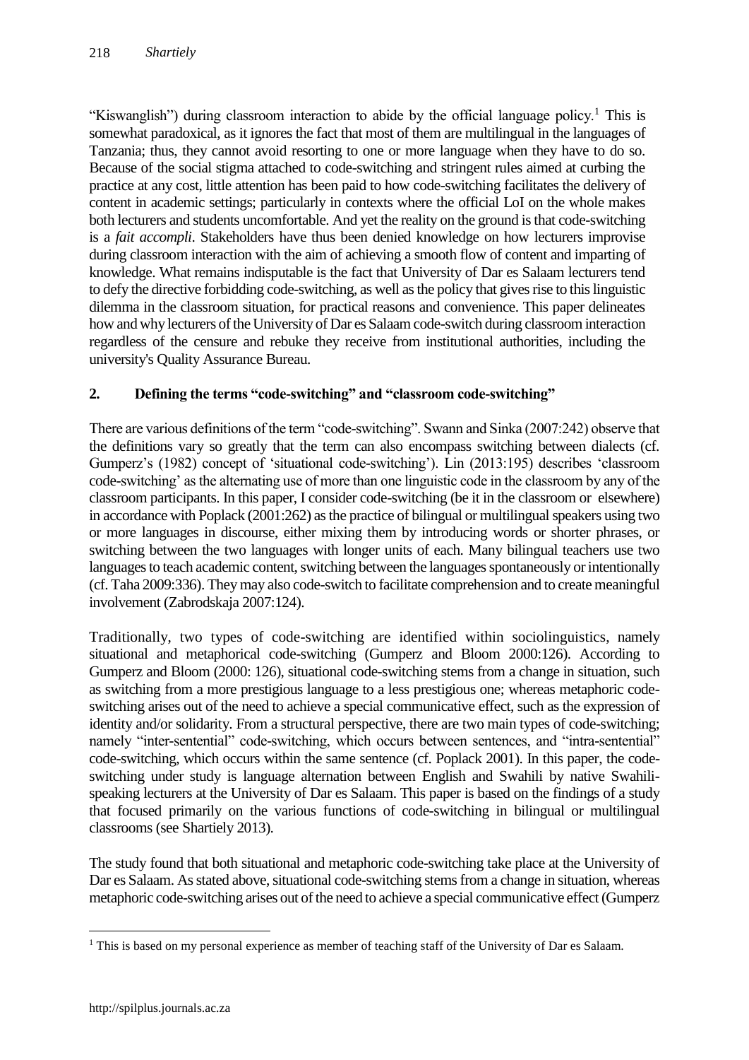"Kiswanglish") during classroom interaction to abide by the official language policy.[1] This is somewhat paradoxical, as it ignores the fact that most of them are multilingual in the languages of Tanzania; thus, they cannot avoid resorting to one or more language when they have to do so. Because of the social stigma attached to code-switching and stringent rules aimed at curbing the practice at any cost, little attention has been paid to how code-switching facilitates the delivery of content in academic settings; particularly in contexts where the official LoI on the whole makes both lecturers and students uncomfortable. And yet the reality on the ground is that code-switching is a *fait accompli*. Stakeholders have thus been denied knowledge on how lecturers improvise during classroom interaction with the aim of achieving a smooth flow of content and imparting of knowledge. What remains indisputable is the fact that University of Dar es Salaam lecturers tend to defy the directive forbidding code-switching, as well as the policy that gives rise to this linguistic dilemma in the classroom situation, for practical reasons and convenience. This paper delineates how and why lecturers of the University of Dar es Salaam code-switch during classroom interaction regardless of the censure and rebuke they receive from institutional authorities, including the university's Quality Assurance Bureau.

## 2. Defining the terms "code-switching" and "classroom code-switching"

There are various definitions of the term "code-switching". Swann and Sinka (2007:242) observe that the definitions vary so greatly that the term can also encompass switching between dialects (cf. Gumperz's (1982) concept of 'situational code-switching'). Lin (2013:195) describes 'classroom code-switching' as the alternating use of more than one linguistic code in the classroom by any of the classroom participants. In this paper, I consider code-switching (be it in the classroom or elsewhere) in accordance with Poplack (2001:262) as the practice of bilingual or multilingual speakers using two or more languages in discourse, either mixing them by introducing words or shorter phrases, or switching between the two languages with longer units of each. Many bilingual teachers use two languages to teach academic content, switching between the languages spontaneously or intentionally (cf. Taha 2009:336). They may also code-switch to facilitate comprehension and to create meaningful involvement (Zabrodskaja 2007:124).

Traditionally, two types of code-switching are identified within sociolinguistics, namely situational and metaphorical code-switching (Gumperz and Bloom 2000:126). According to Gumperz and Bloom (2000: 126), situational code-switching stems from a change in situation, such as switching from a more prestigious language to a less prestigious one; whereas metaphoric code-switching arises out of the need to achieve a special communicative effect, such as the expression of identity and/or solidarity. From a structural perspective, there are two main types of code-switching; namely "inter-sentential" code-switching, which occurs between sentences, and "intra-sentential" code-switching, which occurs within the same sentence (cf. Poplack 2001). In this paper, the code-switching under study is language alternation between English and Swahili by native Swahili-speaking lecturers at the University of Dar es Salaam. This paper is based on the findings of a study that focused primarily on the various functions of code-switching in bilingual or multilingual classrooms (see Shartiely 2013).

The study found that both situational and metaphoric code-switching take place at the University of Dar es Salaam. As stated above, situational code-switching stems from a change in situation, whereas metaphoric code-switching arises out of the need to achieve a special communicative effect (Gumperz

[1] This is based on my personal experience as member of teaching staff of the University of Dar es Salaam.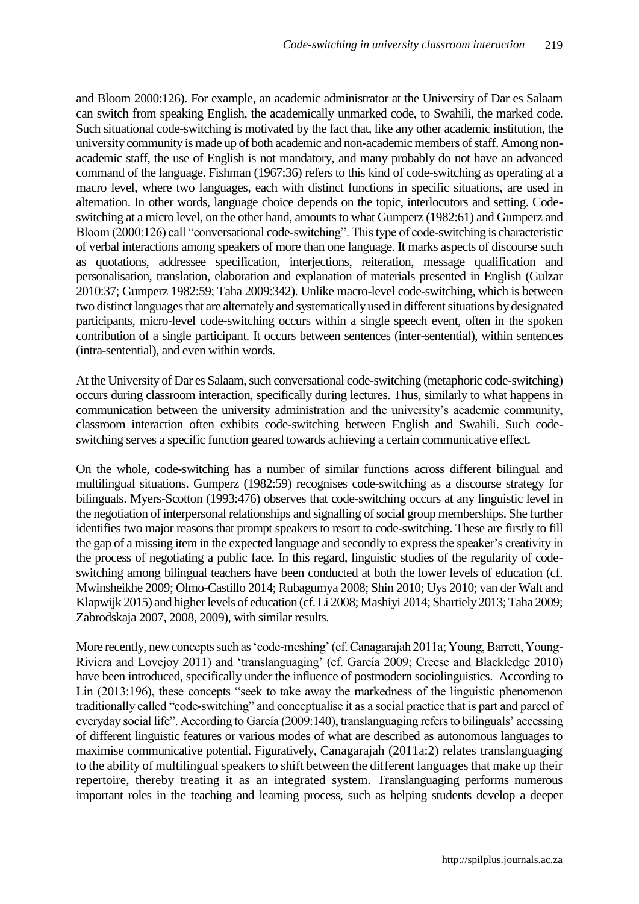and Bloom 2000:126). For example, an academic administrator at the University of Dar es Salaam can switch from speaking English, the academically unmarked code, to Swahili, the marked code. Such situational code-switching is motivated by the fact that, like any other academic institution, the university community is made up of both academic and non-academic members of staff. Among non-academic staff, the use of English is not mandatory, and many probably do not have an advanced command of the language. Fishman (1967:36) refers to this kind of code-switching as operating at a macro level, where two languages, each with distinct functions in specific situations, are used in alternation. In other words, language choice depends on the topic, interlocutors and setting. Code-switching at a micro level, on the other hand, amounts to what Gumperz (1982:61) and Gumperz and Bloom (2000:126) call "conversational code-switching". This type of code-switching is characteristic of verbal interactions among speakers of more than one language. It marks aspects of discourse such as quotations, addressee specification, interjections, reiteration, message qualification and personalisation, translation, elaboration and explanation of materials presented in English (Gulzar 2010:37; Gumperz 1982:59; Taha 2009:342). Unlike macro-level code-switching, which is between two distinct languages that are alternately and systematically used in different situations by designated participants, micro-level code-switching occurs within a single speech event, often in the spoken contribution of a single participant. It occurs between sentences (inter-sentential), within sentences (intra-sentential), and even within words.

At the University of Dar es Salaam, such conversational code-switching (metaphoric code-switching) occurs during classroom interaction, specifically during lectures. Thus, similarly to what happens in communication between the university administration and the university's academic community, classroom interaction often exhibits code-switching between English and Swahili. Such code-switching serves a specific function geared towards achieving a certain communicative effect.

On the whole, code-switching has a number of similar functions across different bilingual and multilingual situations. Gumperz (1982:59) recognises code-switching as a discourse strategy for bilinguals. Myers-Scotton (1993:476) observes that code-switching occurs at any linguistic level in the negotiation of interpersonal relationships and signalling of social group memberships. She further identifies two major reasons that prompt speakers to resort to code-switching. These are firstly to fill the gap of a missing item in the expected language and secondly to express the speaker's creativity in the process of negotiating a public face. In this regard, linguistic studies of the regularity of code-switching among bilingual teachers have been conducted at both the lower levels of education (cf. Mwinsheikhe 2009; Olmo-Castillo 2014; Rubagumya 2008; Shin 2010; Uys 2010; van der Walt and Klapwijk 2015) and higher levels of education (cf. Li 2008; Mashiyi 2014; Shartiely 2013; Taha 2009; Zabrodskaja 2007, 2008, 2009), with similar results.

More recently, new concepts such as 'code-meshing' (cf. Canagarajah 2011a; Young, Barrett, Young-Riviera and Lovejoy 2011) and 'translanguaging' (cf. García 2009; Creese and Blackledge 2010) have been introduced, specifically under the influence of postmodern sociolinguistics. According to Lin (2013:196), these concepts "seek to take away the markedness of the linguistic phenomenon traditionally called "code-switching" and conceptualise it as a social practice that is part and parcel of everyday social life". According to García (2009:140), translanguaging refers to bilinguals' accessing of different linguistic features or various modes of what are described as autonomous languages to maximise communicative potential. Figuratively, Canagarajah (2011a:2) relates translanguaging to the ability of multilingual speakers to shift between the different languages that make up their repertoire, thereby treating it as an integrated system. Translanguaging performs numerous important roles in the teaching and learning process, such as helping students develop a deeper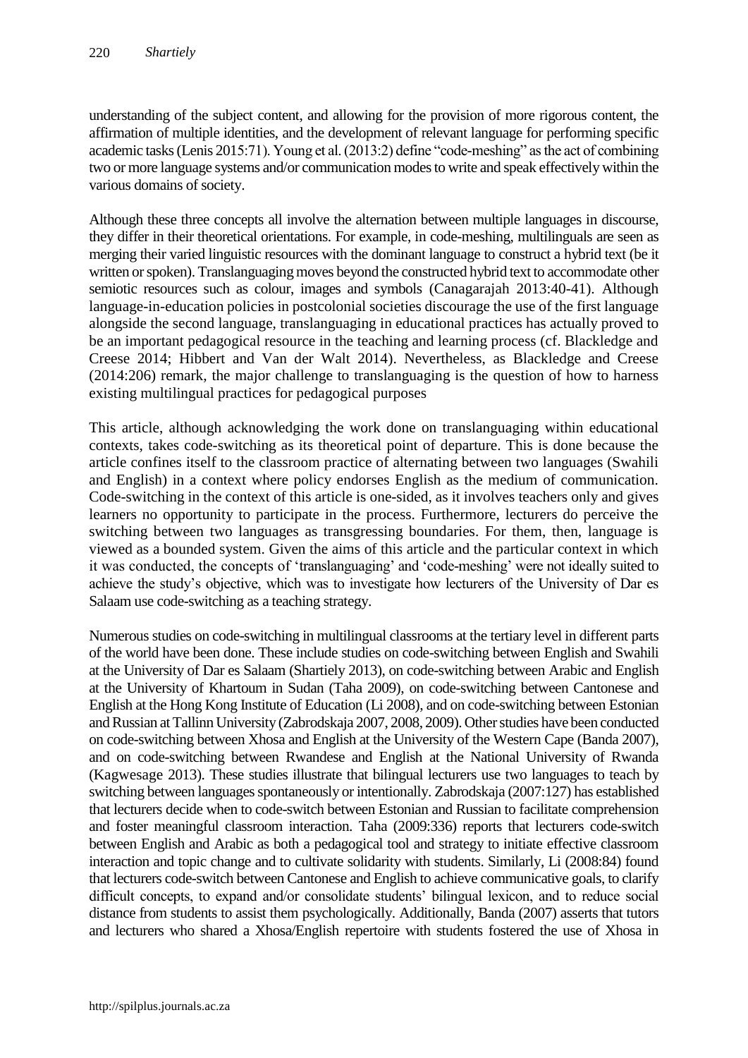understanding of the subject content, and allowing for the provision of more rigorous content, the affirmation of multiple identities, and the development of relevant language for performing specific academic tasks (Lenis 2015:71). Young et al. (2013:2) define "code-meshing" as the act of combining two or more language systems and/or communication modes to write and speak effectively within the various domains of society.

Although these three concepts all involve the alternation between multiple languages in discourse, they differ in their theoretical orientations. For example, in code-meshing, multilinguals are seen as merging their varied linguistic resources with the dominant language to construct a hybrid text (be it written or spoken). Translanguaging moves beyond the constructed hybrid text to accommodate other semiotic resources such as colour, images and symbols (Canagarajah 2013:40-41). Although language-in-education policies in postcolonial societies discourage the use of the first language alongside the second language, translanguaging in educational practices has actually proved to be an important pedagogical resource in the teaching and learning process (cf. Blackledge and Creese 2014; Hibbert and Van der Walt 2014). Nevertheless, as Blackledge and Creese (2014:206) remark, the major challenge to translanguaging is the question of how to harness existing multilingual practices for pedagogical purposes

This article, although acknowledging the work done on translanguaging within educational contexts, takes code-switching as its theoretical point of departure. This is done because the article confines itself to the classroom practice of alternating between two languages (Swahili and English) in a context where policy endorses English as the medium of communication. Code-switching in the context of this article is one-sided, as it involves teachers only and gives learners no opportunity to participate in the process. Furthermore, lecturers do perceive the switching between two languages as transgressing boundaries. For them, then, language is viewed as a bounded system. Given the aims of this article and the particular context in which it was conducted, the concepts of 'translanguaging' and 'code-meshing' were not ideally suited to achieve the study's objective, which was to investigate how lecturers of the University of Dar es Salaam use code-switching as a teaching strategy.

Numerous studies on code-switching in multilingual classrooms at the tertiary level in different parts of the world have been done. These include studies on code-switching between English and Swahili at the University of Dar es Salaam (Shartiely 2013), on code-switching between Arabic and English at the University of Khartoum in Sudan (Taha 2009), on code-switching between Cantonese and English at the Hong Kong Institute of Education (Li 2008), and on code-switching between Estonian and Russian at Tallinn University (Zabrodskaja 2007, 2008, 2009). Other studies have been conducted on code-switching between Xhosa and English at the University of the Western Cape (Banda 2007), and on code-switching between Rwandese and English at the National University of Rwanda (Kagwesage 2013). These studies illustrate that bilingual lecturers use two languages to teach by switching between languages spontaneously or intentionally. Zabrodskaja (2007:127) has established that lecturers decide when to code-switch between Estonian and Russian to facilitate comprehension and foster meaningful classroom interaction. Taha (2009:336) reports that lecturers code-switch between English and Arabic as both a pedagogical tool and strategy to initiate effective classroom interaction and topic change and to cultivate solidarity with students. Similarly, Li (2008:84) found that lecturers code-switch between Cantonese and English to achieve communicative goals, to clarify difficult concepts, to expand and/or consolidate students' bilingual lexicon, and to reduce social distance from students to assist them psychologically. Additionally, Banda (2007) asserts that tutors and lecturers who shared a Xhosa/English repertoire with students fostered the use of Xhosa in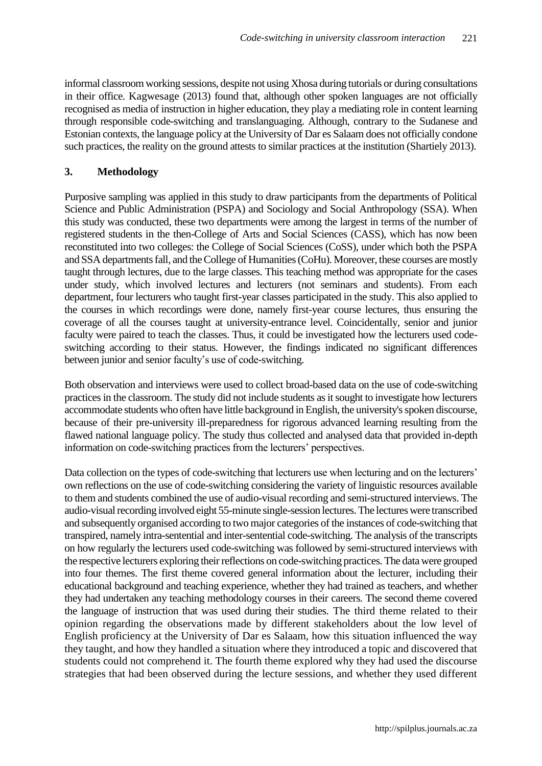informal classroom working sessions, despite not using Xhosa during tutorials or during consultations in their office. Kagwesage (2013) found that, although other spoken languages are not officially recognised as media of instruction in higher education, they play a mediating role in content learning through responsible code-switching and translanguaging. Although, contrary to the Sudanese and Estonian contexts, the language policy at the University of Dar es Salaam does not officially condone such practices, the reality on the ground attests to similar practices at the institution (Shartiely 2013).

## 3. Methodology

Purposive sampling was applied in this study to draw participants from the departments of Political Science and Public Administration (PSPA) and Sociology and Social Anthropology (SSA). When this study was conducted, these two departments were among the largest in terms of the number of registered students in the then-College of Arts and Social Sciences (CASS), which has now been reconstituted into two colleges: the College of Social Sciences (CoSS), under which both the PSPA and SSA departments fall, and the College of Humanities (CoHu). Moreover, these courses are mostly taught through lectures, due to the large classes. This teaching method was appropriate for the cases under study, which involved lectures and lecturers (not seminars and students). From each department, four lecturers who taught first-year classes participated in the study. This also applied to the courses in which recordings were done, namely first-year course lectures, thus ensuring the coverage of all the courses taught at university-entrance level. Coincidentally, senior and junior faculty were paired to teach the classes. Thus, it could be investigated how the lecturers used code-switching according to their status. However, the findings indicated no significant differences between junior and senior faculty's use of code-switching.

Both observation and interviews were used to collect broad-based data on the use of code-switching practices in the classroom. The study did not include students as it sought to investigate how lecturers accommodate students who often have little background in English, the university's spoken discourse, because of their pre-university ill-preparedness for rigorous advanced learning resulting from the flawed national language policy. The study thus collected and analysed data that provided in-depth information on code-switching practices from the lecturers' perspectives.

Data collection on the types of code-switching that lecturers use when lecturing and on the lecturers' own reflections on the use of code-switching considering the variety of linguistic resources available to them and students combined the use of audio-visual recording and semi-structured interviews. The audio-visual recording involved eight 55-minute single-session lectures. The lectures were transcribed and subsequently organised according to two major categories of the instances of code-switching that transpired, namely intra-sentential and inter-sentential code-switching. The analysis of the transcripts on how regularly the lecturers used code-switching was followed by semi-structured interviews with the respective lecturers exploring their reflections on code-switching practices. The data were grouped into four themes. The first theme covered general information about the lecturer, including their educational background and teaching experience, whether they had trained as teachers, and whether they had undertaken any teaching methodology courses in their careers. The second theme covered the language of instruction that was used during their studies. The third theme related to their opinion regarding the observations made by different stakeholders about the low level of English proficiency at the University of Dar es Salaam, how this situation influenced the way they taught, and how they handled a situation where they introduced a topic and discovered that students could not comprehend it. The fourth theme explored why they had used the discourse strategies that had been observed during the lecture sessions, and whether they used different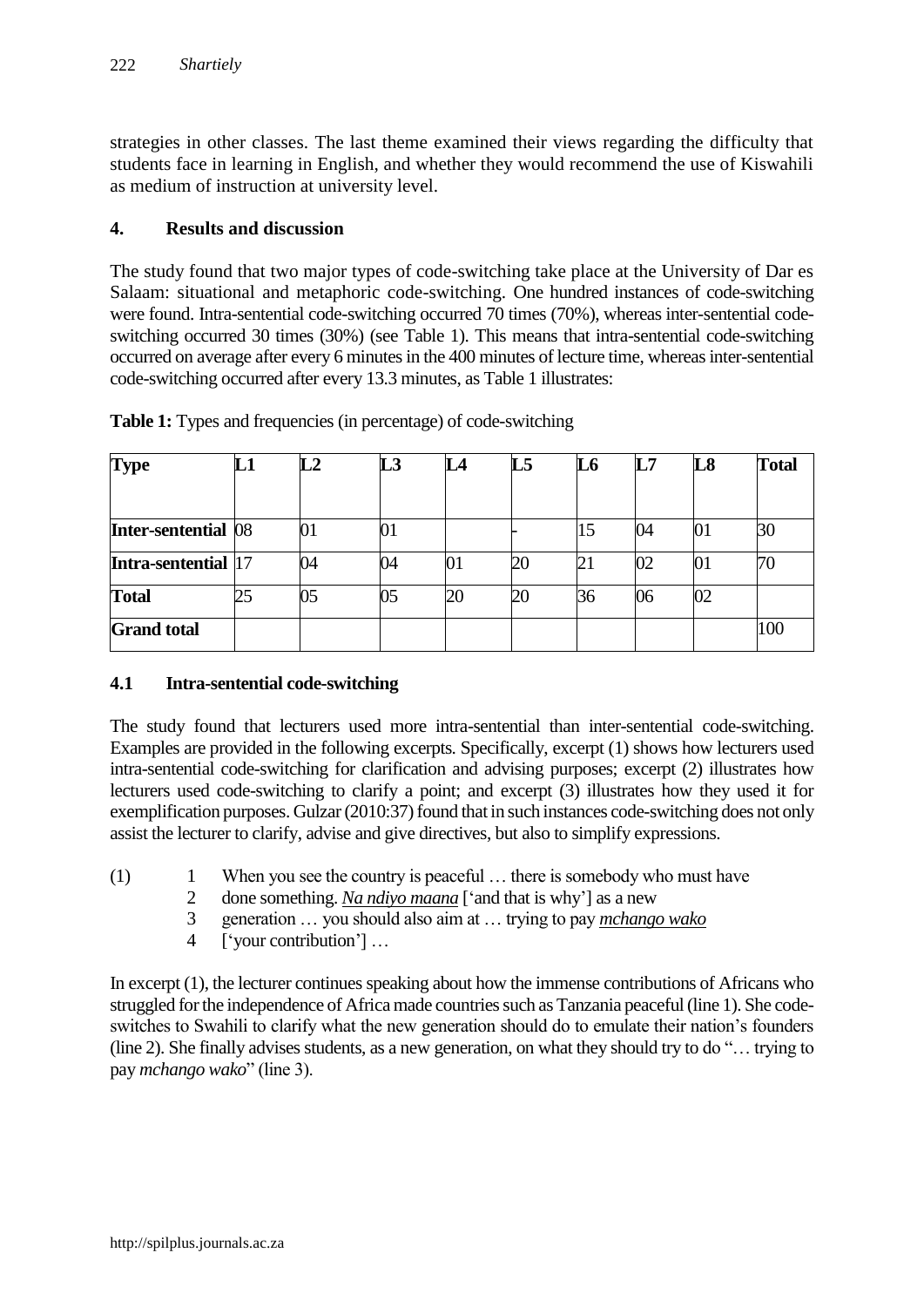strategies in other classes. The last theme examined their views regarding the difficulty that students face in learning in English, and whether they would recommend the use of Kiswahili as medium of instruction at university level.

## 4. Results and discussion

The study found that two major types of code-switching take place at the University of Dar es Salaam: situational and metaphoric code-switching. One hundred instances of code-switching were found. Intra-sentential code-switching occurred 70 times (70%), whereas inter-sentential code-switching occurred 30 times (30%) (see Table 1). This means that intra-sentential code-switching occurred on average after every 6 minutes in the 400 minutes of lecture time, whereas inter-sentential code-switching occurred after every 13.3 minutes, as Table 1 illustrates:

**Table 1:** Types and frequencies (in percentage) of code-switching

| Type | L1 | L2 | L3 | L4 | L5 | L6 | L7 | L8 | Total |
|---|---|---|---|---|---|---|---|---|---|
| **Inter-sentential** | 08 | 01 | 01 | | - | 15 | 04 | 01 | 30 |
| **Intra-sentential** | 17 | 04 | 04 | 01 | 20 | 21 | 02 | 01 | 70 |
| **Total** | 25 | 05 | 05 | 20 | 20 | 36 | 06 | 02 | |
| **Grand total** | | | | | | | | | 100 |

### 4.1 Intra-sentential code-switching

The study found that lecturers used more intra-sentential than inter-sentential code-switching. Examples are provided in the following excerpts. Specifically, excerpt (1) shows how lecturers used intra-sentential code-switching for clarification and advising purposes; excerpt (2) illustrates how lecturers used code-switching to clarify a point; and excerpt (3) illustrates how they used it for exemplification purposes. Gulzar (2010:37) found that in such instances code-switching does not only assist the lecturer to clarify, advise and give directives, but also to simplify expressions.

(1)
1 When you see the country is peaceful … there is somebody who must have
2 done something. <u>*Na ndiyo maana*</u> ['and that is why'] as a new
3 generation … you should also aim at … trying to pay <u>*mchango wako*</u>
4 ['your contribution'] …

In excerpt (1), the lecturer continues speaking about how the immense contributions of Africans who struggled for the independence of Africa made countries such as Tanzania peaceful (line 1). She code-switches to Swahili to clarify what the new generation should do to emulate their nation's founders (line 2). She finally advises students, as a new generation, on what they should try to do "… trying to pay *mchango wako*" (line 3).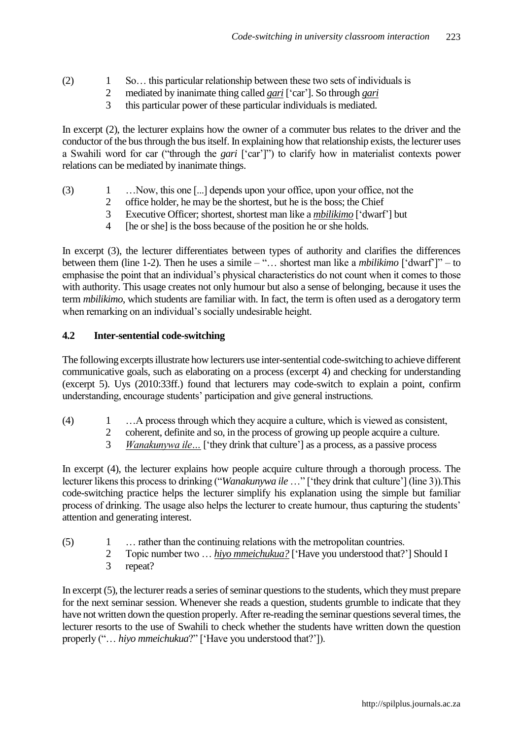(2) 1 So… this particular relationship between these two sets of individuals is
2 mediated by inanimate thing called *gari* ['car']. So through *gari*
3 this particular power of these particular individuals is mediated.

In excerpt (2), the lecturer explains how the owner of a commuter bus relates to the driver and the conductor of the bus through the bus itself. In explaining how that relationship exists, the lecturer uses a Swahili word for car ("through the *gari* ['car']") to clarify how in materialist contexts power relations can be mediated by inanimate things.

(3) 1 …Now, this one [...] depends upon your office, upon your office, not the
2 office holder, he may be the shortest, but he is the boss; the Chief
3 Executive Officer; shortest, shortest man like a *mbilikimo* ['dwarf'] but
4 [he or she] is the boss because of the position he or she holds.

In excerpt (3), the lecturer differentiates between types of authority and clarifies the differences between them (line 1-2). Then he uses a simile – "… shortest man like a *mbilikimo* ['dwarf']" – to emphasise the point that an individual's physical characteristics do not count when it comes to those with authority. This usage creates not only humour but also a sense of belonging, because it uses the term *mbilikimo*, which students are familiar with. In fact, the term is often used as a derogatory term when remarking on an individual's socially undesirable height.

### 4.2 Inter-sentential code-switching

The following excerpts illustrate how lecturers use inter-sentential code-switching to achieve different communicative goals, such as elaborating on a process (excerpt 4) and checking for understanding (excerpt 5). Uys (2010:33ff.) found that lecturers may code-switch to explain a point, confirm understanding, encourage students' participation and give general instructions.

(4) 1 …A process through which they acquire a culture, which is viewed as consistent,
2 coherent, definite and so, in the process of growing up people acquire a culture.
3 *Wanakunywa ile…* ['they drink that culture'] as a process, as a passive process

In excerpt (4), the lecturer explains how people acquire culture through a thorough process. The lecturer likens this process to drinking ("*Wanakunywa ile* …" ['they drink that culture'] (line 3)).This code-switching practice helps the lecturer simplify his explanation using the simple but familiar process of drinking. The usage also helps the lecturer to create humour, thus capturing the students' attention and generating interest.

(5) 1 … rather than the continuing relations with the metropolitan countries.
2 Topic number two … *hiyo mmeichukua?* ['Have you understood that?'] Should I
3 repeat?

In excerpt (5), the lecturer reads a series of seminar questions to the students, which they must prepare for the next seminar session. Whenever she reads a question, students grumble to indicate that they have not written down the question properly. After re-reading the seminar questions several times, the lecturer resorts to the use of Swahili to check whether the students have written down the question properly ("… *hiyo mmeichukua*?" ['Have you understood that?']).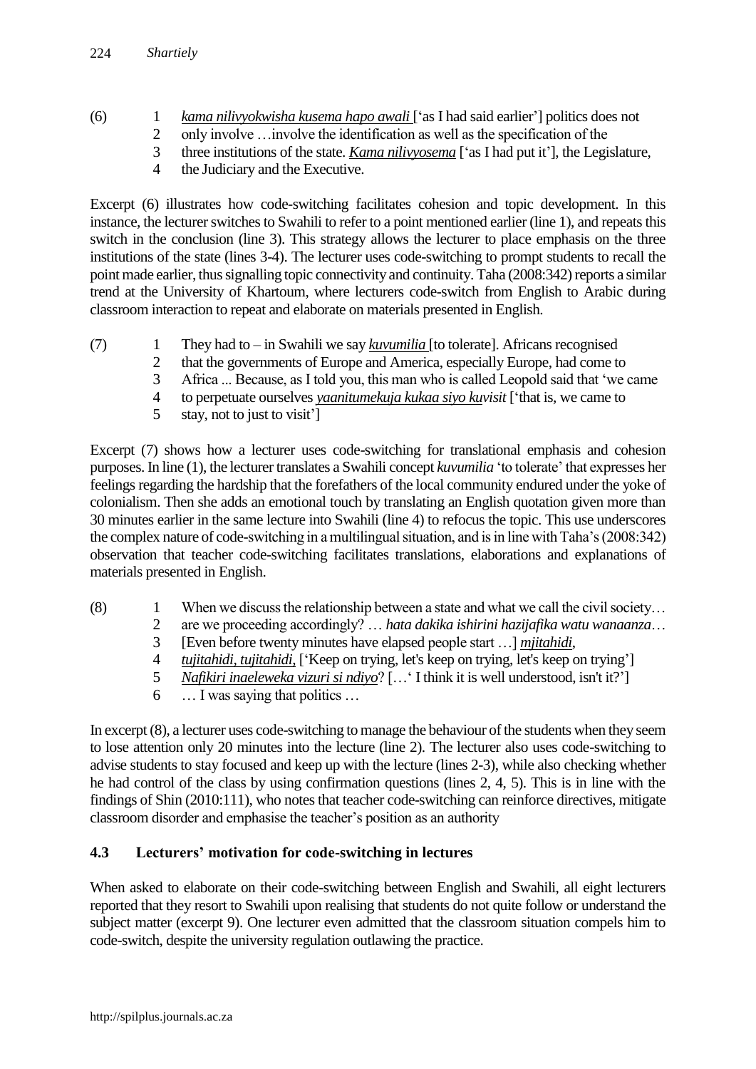(6) 1 *kama nilivyokwisha kusema hapo awali* ['as I had said earlier'] politics does not
2 only involve …involve the identification as well as the specification of the
3 three institutions of the state. *Kama nilivyosema* ['as I had put it'], the Legislature,
4 the Judiciary and the Executive.

Excerpt (6) illustrates how code-switching facilitates cohesion and topic development. In this instance, the lecturer switches to Swahili to refer to a point mentioned earlier (line 1), and repeats this switch in the conclusion (line 3). This strategy allows the lecturer to place emphasis on the three institutions of the state (lines 3-4). The lecturer uses code-switching to prompt students to recall the point made earlier, thus signalling topic connectivity and continuity. Taha (2008:342) reports a similar trend at the University of Khartoum, where lecturers code-switch from English to Arabic during classroom interaction to repeat and elaborate on materials presented in English.

(7) 1 They had to – in Swahili we say *kuvumilia* [to tolerate]. Africans recognised
2 that the governments of Europe and America, especially Europe, had come to
3 Africa ... Because, as I told you, this man who is called Leopold said that 'we came
4 to perpetuate ourselves *yaanitumekuja kukaa siyo kuvisit* ['that is, we came to
5 stay, not to just to visit']

Excerpt (7) shows how a lecturer uses code-switching for translational emphasis and cohesion purposes. In line (1), the lecturer translates a Swahili concept *kuvumilia* 'to tolerate' that expresses her feelings regarding the hardship that the forefathers of the local community endured under the yoke of colonialism. Then she adds an emotional touch by translating an English quotation given more than 30 minutes earlier in the same lecture into Swahili (line 4) to refocus the topic. This use underscores the complex nature of code-switching in a multilingual situation, and is in line with Taha's (2008:342) observation that teacher code-switching facilitates translations, elaborations and explanations of materials presented in English.

(8) 1 When we discuss the relationship between a state and what we call the civil society…
2 are we proceeding accordingly? … *hata dakika ishirini hazijafika watu wanaanza*…
3 [Even before twenty minutes have elapsed people start …] *mjitahidi*,
4 *tujitahidi, tujitahidi*, ['Keep on trying, let's keep on trying, let's keep on trying']
5 *Nafikiri inaeleweka vizuri si ndiyo*? […' I think it is well understood, isn't it?']
6 … I was saying that politics …

In excerpt (8), a lecturer uses code-switching to manage the behaviour of the students when they seem to lose attention only 20 minutes into the lecture (line 2). The lecturer also uses code-switching to advise students to stay focused and keep up with the lecture (lines 2-3), while also checking whether he had control of the class by using confirmation questions (lines 2, 4, 5). This is in line with the findings of Shin (2010:111), who notes that teacher code-switching can reinforce directives, mitigate classroom disorder and emphasise the teacher's position as an authority

### 4.3 Lecturers' motivation for code-switching in lectures

When asked to elaborate on their code-switching between English and Swahili, all eight lecturers reported that they resort to Swahili upon realising that students do not quite follow or understand the subject matter (excerpt 9). One lecturer even admitted that the classroom situation compels him to code-switch, despite the university regulation outlawing the practice.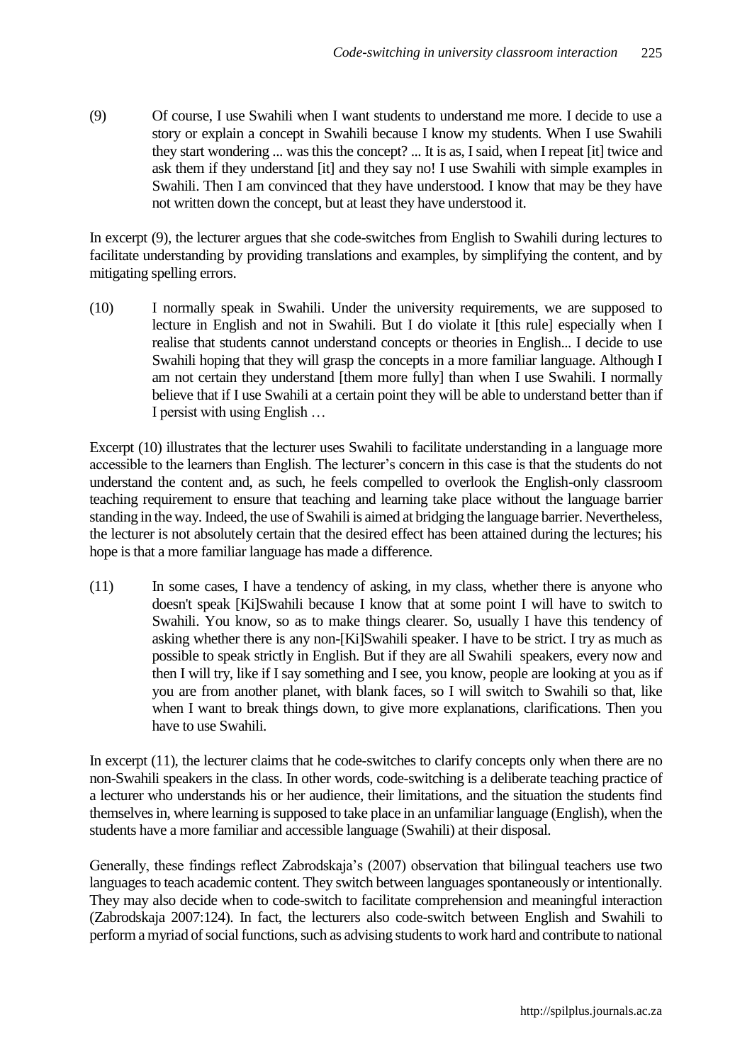(9) Of course, I use Swahili when I want students to understand me more. I decide to use a story or explain a concept in Swahili because I know my students. When I use Swahili they start wondering ... was this the concept? ... It is as, I said, when I repeat [it] twice and ask them if they understand [it] and they say no! I use Swahili with simple examples in Swahili. Then I am convinced that they have understood. I know that may be they have not written down the concept, but at least they have understood it.

In excerpt (9), the lecturer argues that she code-switches from English to Swahili during lectures to facilitate understanding by providing translations and examples, by simplifying the content, and by mitigating spelling errors.

(10) I normally speak in Swahili. Under the university requirements, we are supposed to lecture in English and not in Swahili. But I do violate it [this rule] especially when I realise that students cannot understand concepts or theories in English... I decide to use Swahili hoping that they will grasp the concepts in a more familiar language. Although I am not certain they understand [them more fully] than when I use Swahili. I normally believe that if I use Swahili at a certain point they will be able to understand better than if I persist with using English …

Excerpt (10) illustrates that the lecturer uses Swahili to facilitate understanding in a language more accessible to the learners than English. The lecturer's concern in this case is that the students do not understand the content and, as such, he feels compelled to overlook the English-only classroom teaching requirement to ensure that teaching and learning take place without the language barrier standing in the way. Indeed, the use of Swahili is aimed at bridging the language barrier. Nevertheless, the lecturer is not absolutely certain that the desired effect has been attained during the lectures; his hope is that a more familiar language has made a difference.

(11) In some cases, I have a tendency of asking, in my class, whether there is anyone who doesn't speak [Ki]Swahili because I know that at some point I will have to switch to Swahili. You know, so as to make things clearer. So, usually I have this tendency of asking whether there is any non-[Ki]Swahili speaker. I have to be strict. I try as much as possible to speak strictly in English. But if they are all Swahili speakers, every now and then I will try, like if I say something and I see, you know, people are looking at you as if you are from another planet, with blank faces, so I will switch to Swahili so that, like when I want to break things down, to give more explanations, clarifications. Then you have to use Swahili.

In excerpt (11), the lecturer claims that he code-switches to clarify concepts only when there are no non-Swahili speakers in the class. In other words, code-switching is a deliberate teaching practice of a lecturer who understands his or her audience, their limitations, and the situation the students find themselves in, where learning is supposed to take place in an unfamiliar language (English), when the students have a more familiar and accessible language (Swahili) at their disposal.

Generally, these findings reflect Zabrodskaja's (2007) observation that bilingual teachers use two languages to teach academic content. They switch between languages spontaneously or intentionally. They may also decide when to code-switch to facilitate comprehension and meaningful interaction (Zabrodskaja 2007:124). In fact, the lecturers also code-switch between English and Swahili to perform a myriad of social functions, such as advising students to work hard and contribute to national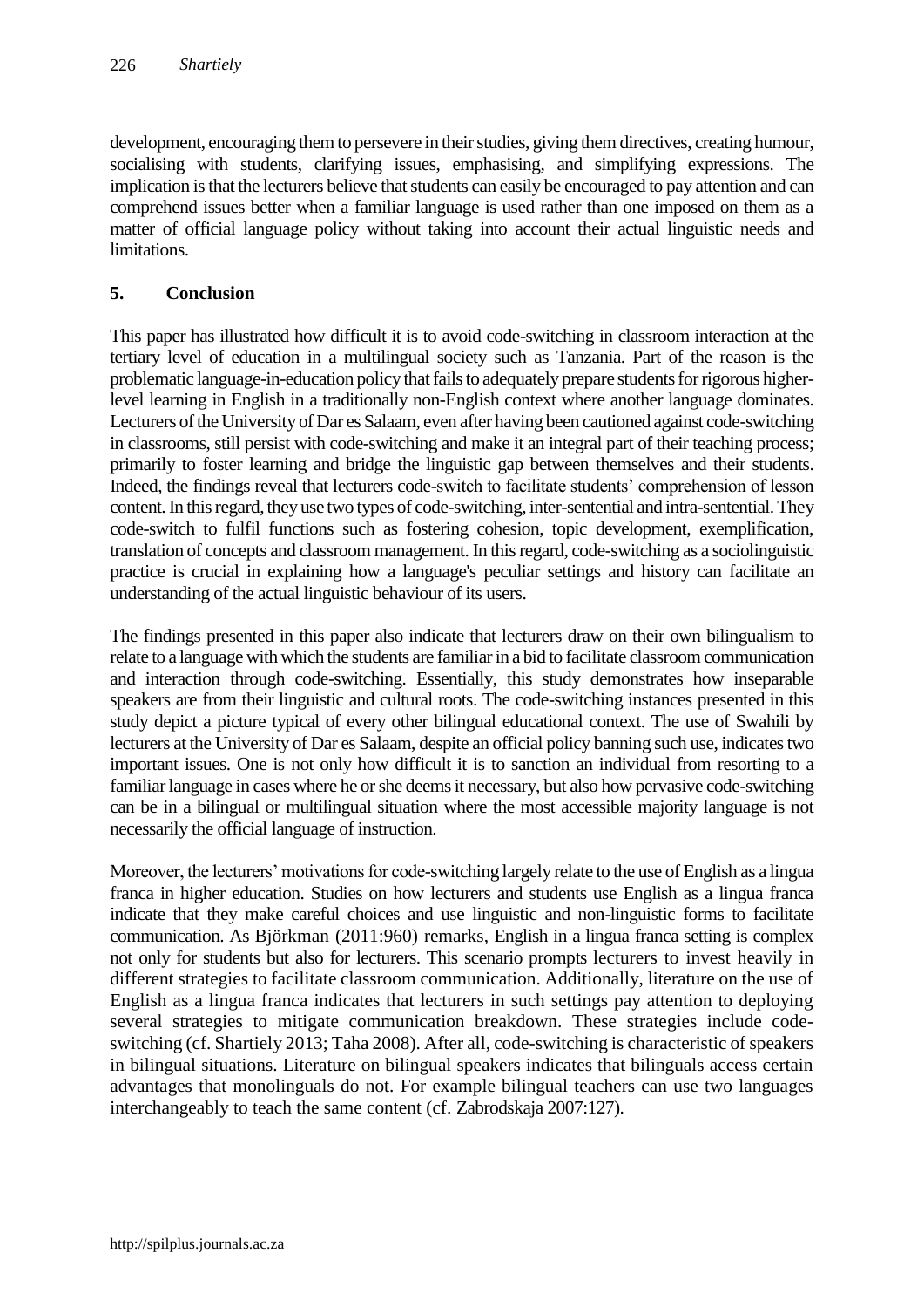development, encouraging them to persevere in their studies, giving them directives, creating humour, socialising with students, clarifying issues, emphasising, and simplifying expressions. The implication is that the lecturers believe that students can easily be encouraged to pay attention and can comprehend issues better when a familiar language is used rather than one imposed on them as a matter of official language policy without taking into account their actual linguistic needs and limitations.

## 5. Conclusion

This paper has illustrated how difficult it is to avoid code-switching in classroom interaction at the tertiary level of education in a multilingual society such as Tanzania. Part of the reason is the problematic language-in-education policy that fails to adequately prepare students for rigorous higher-level learning in English in a traditionally non-English context where another language dominates. Lecturers of the University of Dar es Salaam, even after having been cautioned against code-switching in classrooms, still persist with code-switching and make it an integral part of their teaching process; primarily to foster learning and bridge the linguistic gap between themselves and their students. Indeed, the findings reveal that lecturers code-switch to facilitate students' comprehension of lesson content. In this regard, they use two types of code-switching, inter-sentential and intra-sentential. They code-switch to fulfil functions such as fostering cohesion, topic development, exemplification, translation of concepts and classroom management. In this regard, code-switching as a sociolinguistic practice is crucial in explaining how a language's peculiar settings and history can facilitate an understanding of the actual linguistic behaviour of its users.

The findings presented in this paper also indicate that lecturers draw on their own bilingualism to relate to a language with which the students are familiar in a bid to facilitate classroom communication and interaction through code-switching. Essentially, this study demonstrates how inseparable speakers are from their linguistic and cultural roots. The code-switching instances presented in this study depict a picture typical of every other bilingual educational context. The use of Swahili by lecturers at the University of Dar es Salaam, despite an official policy banning such use, indicates two important issues. One is not only how difficult it is to sanction an individual from resorting to a familiar language in cases where he or she deems it necessary, but also how pervasive code-switching can be in a bilingual or multilingual situation where the most accessible majority language is not necessarily the official language of instruction.

Moreover, the lecturers' motivations for code-switching largely relate to the use of English as a lingua franca in higher education. Studies on how lecturers and students use English as a lingua franca indicate that they make careful choices and use linguistic and non-linguistic forms to facilitate communication. As Björkman (2011:960) remarks, English in a lingua franca setting is complex not only for students but also for lecturers. This scenario prompts lecturers to invest heavily in different strategies to facilitate classroom communication. Additionally, literature on the use of English as a lingua franca indicates that lecturers in such settings pay attention to deploying several strategies to mitigate communication breakdown. These strategies include code-switching (cf. Shartiely 2013; Taha 2008). After all, code-switching is characteristic of speakers in bilingual situations. Literature on bilingual speakers indicates that bilinguals access certain advantages that monolinguals do not. For example bilingual teachers can use two languages interchangeably to teach the same content (cf. Zabrodskaja 2007:127).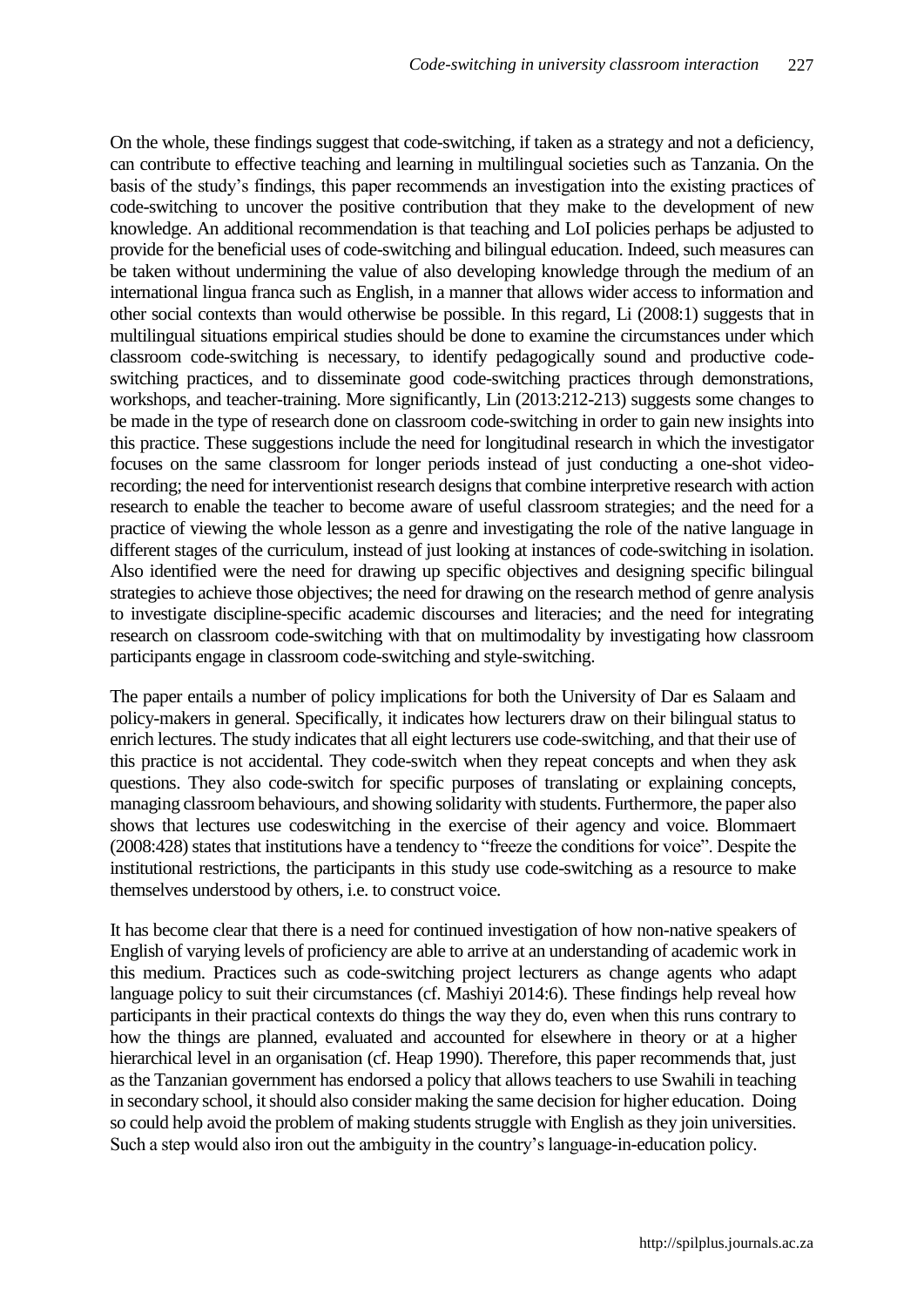On the whole, these findings suggest that code-switching, if taken as a strategy and not a deficiency, can contribute to effective teaching and learning in multilingual societies such as Tanzania. On the basis of the study's findings, this paper recommends an investigation into the existing practices of code-switching to uncover the positive contribution that they make to the development of new knowledge. An additional recommendation is that teaching and LoI policies perhaps be adjusted to provide for the beneficial uses of code-switching and bilingual education. Indeed, such measures can be taken without undermining the value of also developing knowledge through the medium of an international lingua franca such as English, in a manner that allows wider access to information and other social contexts than would otherwise be possible. In this regard, Li (2008:1) suggests that in multilingual situations empirical studies should be done to examine the circumstances under which classroom code-switching is necessary, to identify pedagogically sound and productive code-switching practices, and to disseminate good code-switching practices through demonstrations, workshops, and teacher-training. More significantly, Lin (2013:212-213) suggests some changes to be made in the type of research done on classroom code-switching in order to gain new insights into this practice. These suggestions include the need for longitudinal research in which the investigator focuses on the same classroom for longer periods instead of just conducting a one-shot video-recording; the need for interventionist research designs that combine interpretive research with action research to enable the teacher to become aware of useful classroom strategies; and the need for a practice of viewing the whole lesson as a genre and investigating the role of the native language in different stages of the curriculum, instead of just looking at instances of code-switching in isolation. Also identified were the need for drawing up specific objectives and designing specific bilingual strategies to achieve those objectives; the need for drawing on the research method of genre analysis to investigate discipline-specific academic discourses and literacies; and the need for integrating research on classroom code-switching with that on multimodality by investigating how classroom participants engage in classroom code-switching and style-switching.

The paper entails a number of policy implications for both the University of Dar es Salaam and policy-makers in general. Specifically, it indicates how lecturers draw on their bilingual status to enrich lectures. The study indicates that all eight lecturers use code-switching, and that their use of this practice is not accidental. They code-switch when they repeat concepts and when they ask questions. They also code-switch for specific purposes of translating or explaining concepts, managing classroom behaviours, and showing solidarity with students. Furthermore, the paper also shows that lectures use codeswitching in the exercise of their agency and voice. Blommaert (2008:428) states that institutions have a tendency to "freeze the conditions for voice". Despite the institutional restrictions, the participants in this study use code-switching as a resource to make themselves understood by others, i.e. to construct voice.

It has become clear that there is a need for continued investigation of how non-native speakers of English of varying levels of proficiency are able to arrive at an understanding of academic work in this medium. Practices such as code-switching project lecturers as change agents who adapt language policy to suit their circumstances (cf. Mashiyi 2014:6). These findings help reveal how participants in their practical contexts do things the way they do, even when this runs contrary to how the things are planned, evaluated and accounted for elsewhere in theory or at a higher hierarchical level in an organisation (cf. Heap 1990). Therefore, this paper recommends that, just as the Tanzanian government has endorsed a policy that allows teachers to use Swahili in teaching in secondary school, it should also consider making the same decision for higher education. Doing so could help avoid the problem of making students struggle with English as they join universities. Such a step would also iron out the ambiguity in the country's language-in-education policy.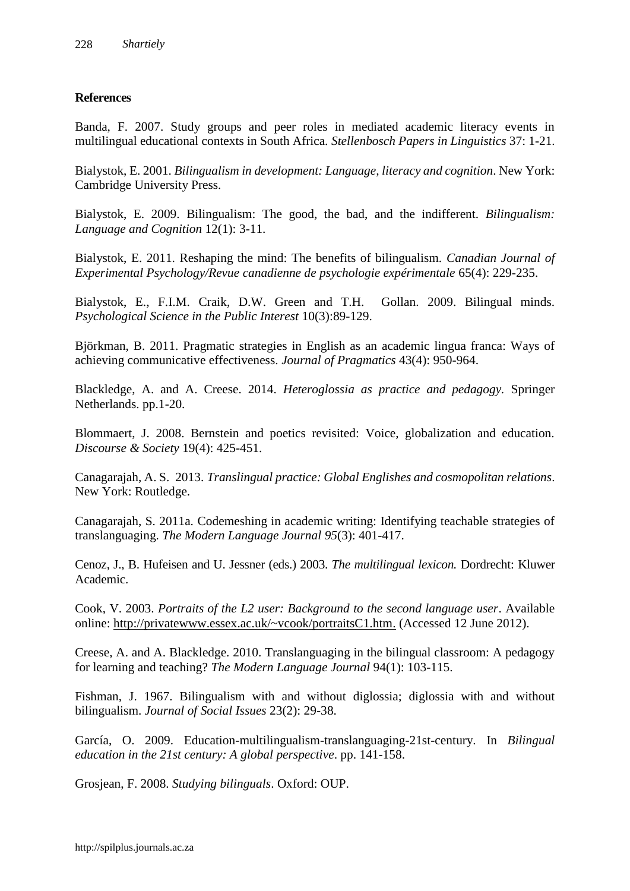**References**

Banda, F. 2007. Study groups and peer roles in mediated academic literacy events in multilingual educational contexts in South Africa. *Stellenbosch Papers in Linguistics* 37: 1-21.

Bialystok, E. 2001. *Bilingualism in development: Language, literacy and cognition*. New York: Cambridge University Press.

Bialystok, E. 2009. Bilingualism: The good, the bad, and the indifferent. *Bilingualism: Language and Cognition* 12(1): 3-11.

Bialystok, E. 2011. Reshaping the mind: The benefits of bilingualism. *Canadian Journal of Experimental Psychology/Revue canadienne de psychologie expérimentale* 65(4): 229-235.

Bialystok, E., F.I.M. Craik, D.W. Green and T.H. Gollan. 2009. Bilingual minds. *Psychological Science in the Public Interest* 10(3):89-129.

Björkman, B. 2011. Pragmatic strategies in English as an academic lingua franca: Ways of achieving communicative effectiveness. *Journal of Pragmatics* 43(4): 950-964.

Blackledge, A. and A. Creese. 2014. *Heteroglossia as practice and pedagogy*. Springer Netherlands. pp.1-20.

Blommaert, J. 2008. Bernstein and poetics revisited: Voice, globalization and education. *Discourse & Society* 19(4): 425-451.

Canagarajah, A. S. 2013. *Translingual practice: Global Englishes and cosmopolitan relations*. New York: Routledge.

Canagarajah, S. 2011a. Codemeshing in academic writing: Identifying teachable strategies of translanguaging. *The Modern Language Journal 95*(3): 401-417.

Cenoz, J., B. Hufeisen and U. Jessner (eds.) 2003. *The multilingual lexicon.* Dordrecht: Kluwer Academic.

Cook, V. 2003. *Portraits of the L2 user: Background to the second language user*. Available online: http://privatewww.essex.ac.uk/~vcook/portraitsC1.htm. (Accessed 12 June 2012).

Creese, A. and A. Blackledge. 2010. Translanguaging in the bilingual classroom: A pedagogy for learning and teaching? *The Modern Language Journal* 94(1): 103-115.

Fishman, J. 1967. Bilingualism with and without diglossia; diglossia with and without bilingualism. *Journal of Social Issues* 23(2): 29-38.

García, O. 2009. Education-multilingualism-translanguaging-21st-century. In *Bilingual education in the 21st century: A global perspective*. pp. 141-158.

Grosjean, F. 2008. *Studying bilinguals*. Oxford: OUP.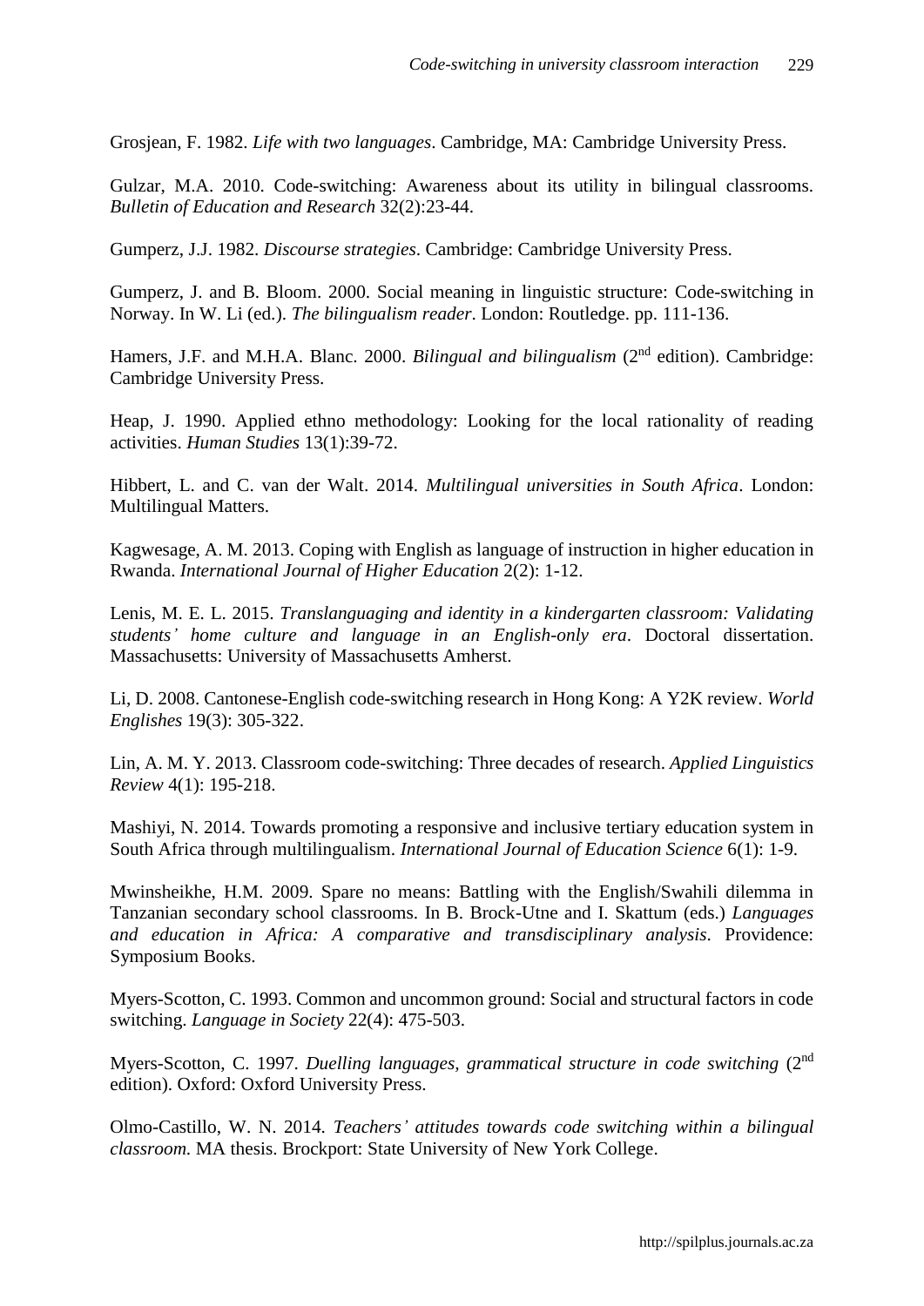Grosjean, F. 1982. *Life with two languages*. Cambridge, MA: Cambridge University Press.

Gulzar, M.A. 2010. Code-switching: Awareness about its utility in bilingual classrooms. *Bulletin of Education and Research* 32(2):23-44.

Gumperz, J.J. 1982. *Discourse strategies*. Cambridge: Cambridge University Press.

Gumperz, J. and B. Bloom. 2000. Social meaning in linguistic structure: Code-switching in Norway. In W. Li (ed.). *The bilingualism reader*. London: Routledge. pp. 111-136.

Hamers, J.F. and M.H.A. Blanc. 2000. *Bilingual and bilingualism* (2nd edition). Cambridge: Cambridge University Press.

Heap, J. 1990. Applied ethno methodology: Looking for the local rationality of reading activities. *Human Studies* 13(1):39-72.

Hibbert, L. and C. van der Walt. 2014. *Multilingual universities in South Africa*. London: Multilingual Matters.

Kagwesage, A. M. 2013. Coping with English as language of instruction in higher education in Rwanda. *International Journal of Higher Education* 2(2): 1-12.

Lenis, M. E. L. 2015. *Translanguaging and identity in a kindergarten classroom: Validating students' home culture and language in an English-only era*. Doctoral dissertation. Massachusetts: University of Massachusetts Amherst.

Li, D. 2008. Cantonese-English code-switching research in Hong Kong: A Y2K review. *World Englishes* 19(3): 305-322.

Lin, A. M. Y. 2013. Classroom code-switching: Three decades of research. *Applied Linguistics Review* 4(1): 195-218.

Mashiyi, N. 2014. Towards promoting a responsive and inclusive tertiary education system in South Africa through multilingualism. *International Journal of Education Science* 6(1): 1-9.

Mwinsheikhe, H.M. 2009. Spare no means: Battling with the English/Swahili dilemma in Tanzanian secondary school classrooms. In B. Brock-Utne and I. Skattum (eds.) *Languages and education in Africa: A comparative and transdisciplinary analysis*. Providence: Symposium Books.

Myers-Scotton, C. 1993. Common and uncommon ground: Social and structural factors in code switching. *Language in Society* 22(4): 475-503.

Myers-Scotton, C. 1997. *Duelling languages, grammatical structure in code switching* (2nd edition). Oxford: Oxford University Press.

Olmo-Castillo, W. N. 2014. *Teachers' attitudes towards code switching within a bilingual classroom.* MA thesis. Brockport: State University of New York College.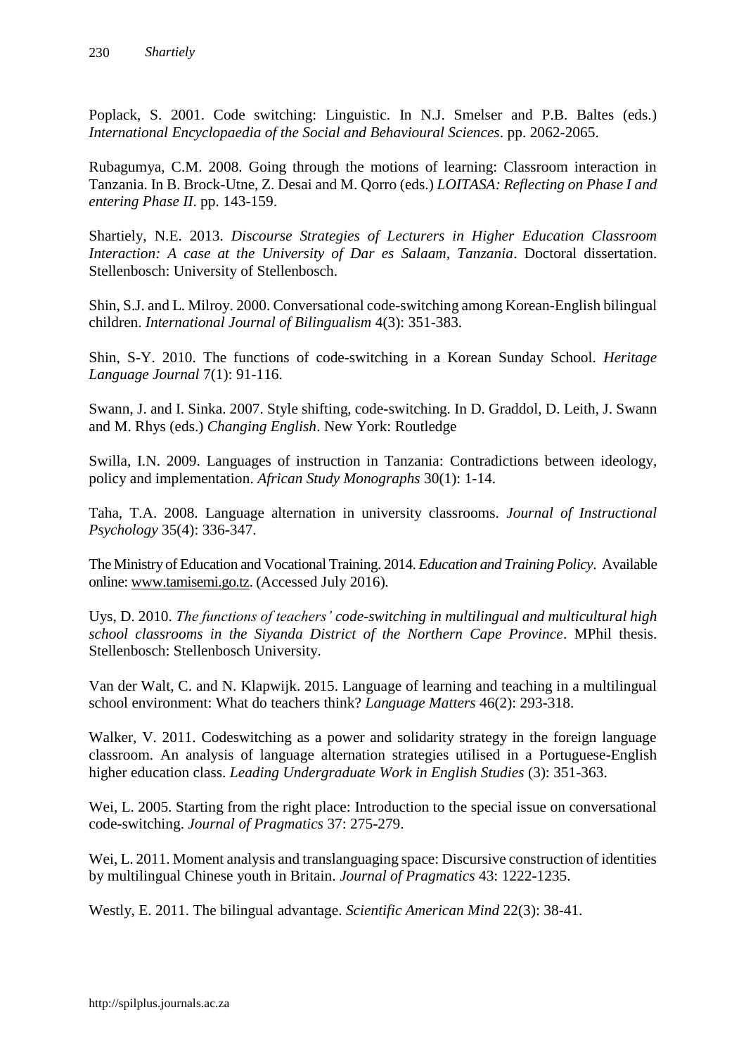Poplack, S. 2001. Code switching: Linguistic. In N.J. Smelser and P.B. Baltes (eds.) *International Encyclopaedia of the Social and Behavioural Sciences*. pp. 2062-2065.

Rubagumya, C.M. 2008. Going through the motions of learning: Classroom interaction in Tanzania. In B. Brock-Utne, Z. Desai and M. Qorro (eds.) *LOITASA: Reflecting on Phase I and entering Phase II*. pp. 143-159.

Shartiely, N.E. 2013. *Discourse Strategies of Lecturers in Higher Education Classroom Interaction: A case at the University of Dar es Salaam, Tanzania*. Doctoral dissertation. Stellenbosch: University of Stellenbosch.

Shin, S.J. and L. Milroy. 2000. Conversational code-switching among Korean-English bilingual children. *International Journal of Bilingualism* 4(3): 351-383.

Shin, S-Y. 2010. The functions of code-switching in a Korean Sunday School. *Heritage Language Journal* 7(1): 91-116.

Swann, J. and I. Sinka. 2007. Style shifting, code-switching. In D. Graddol, D. Leith, J. Swann and M. Rhys (eds.) *Changing English*. New York: Routledge

Swilla, I.N. 2009. Languages of instruction in Tanzania: Contradictions between ideology, policy and implementation. *African Study Monographs* 30(1): 1-14.

Taha, T.A. 2008. Language alternation in university classrooms. *Journal of Instructional Psychology* 35(4): 336-347.

The Ministry of Education and Vocational Training. 2014. *Education and Training Policy*. Available online: www.tamisemi.go.tz. (Accessed July 2016).

Uys, D. 2010. *The functions of teachers' code-switching in multilingual and multicultural high school classrooms in the Siyanda District of the Northern Cape Province*. MPhil thesis. Stellenbosch: Stellenbosch University.

Van der Walt, C. and N. Klapwijk. 2015. Language of learning and teaching in a multilingual school environment: What do teachers think? *Language Matters* 46(2): 293-318.

Walker, V. 2011. Codeswitching as a power and solidarity strategy in the foreign language classroom. An analysis of language alternation strategies utilised in a Portuguese-English higher education class. *Leading Undergraduate Work in English Studies* (3): 351-363.

Wei, L. 2005. Starting from the right place: Introduction to the special issue on conversational code-switching. *Journal of Pragmatics* 37: 275-279.

Wei, L. 2011. Moment analysis and translanguaging space: Discursive construction of identities by multilingual Chinese youth in Britain. *Journal of Pragmatics* 43: 1222-1235.

Westly, E. 2011. The bilingual advantage. *Scientific American Mind* 22(3): 38-41.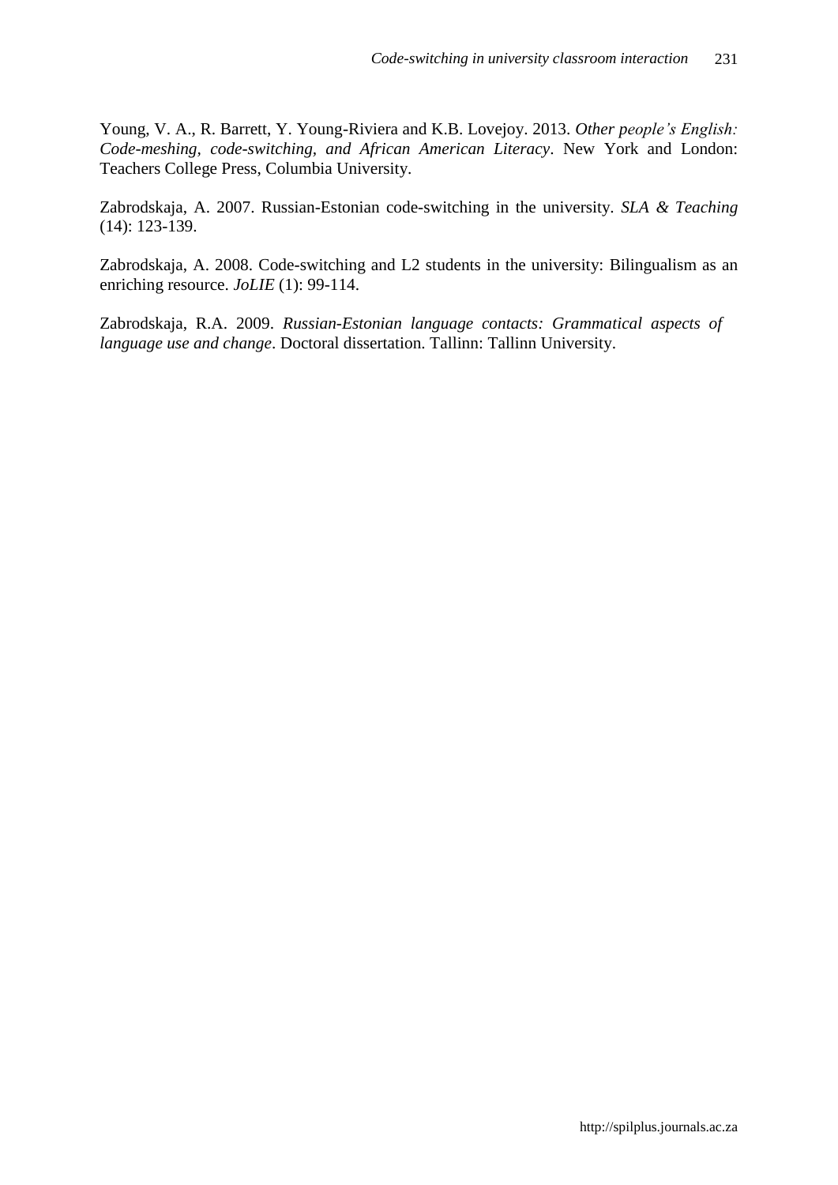Young, V. A., R. Barrett, Y. Young-Riviera and K.B. Lovejoy. 2013. *Other people's English: Code-meshing, code-switching, and African American Literacy*. New York and London: Teachers College Press, Columbia University.

Zabrodskaja, A. 2007. Russian-Estonian code-switching in the university. *SLA & Teaching* (14): 123-139.

Zabrodskaja, A. 2008. Code-switching and L2 students in the university: Bilingualism as an enriching resource. *JoLIE* (1): 99-114.

Zabrodskaja, R.A. 2009. *Russian-Estonian language contacts: Grammatical aspects of language use and change*. Doctoral dissertation. Tallinn: Tallinn University.